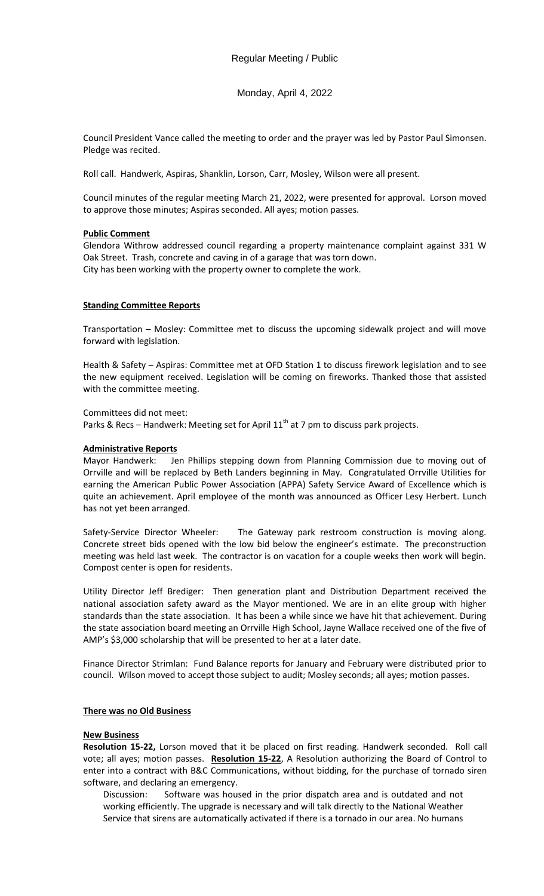Regular Meeting / Public

Monday, April 4, 2022

Council President Vance called the meeting to order and the prayer was led by Pastor Paul Simonsen. Pledge was recited.

Roll call. Handwerk, Aspiras, Shanklin, Lorson, Carr, Mosley, Wilson were all present.

Council minutes of the regular meeting March 21, 2022, were presented for approval. Lorson moved to approve those minutes; Aspiras seconded. All ayes; motion passes.

**Public Comment**

Glendora Withrow addressed council regarding a property maintenance complaint against 331 W Oak Street. Trash, concrete and caving in of a garage that was torn down.
City has been working with the property owner to complete the work.

**Standing Committee Reports**

Transportation – Mosley: Committee met to discuss the upcoming sidewalk project and will move forward with legislation.

Health & Safety – Aspiras: Committee met at OFD Station 1 to discuss firework legislation and to see the new equipment received. Legislation will be coming on fireworks. Thanked those that assisted with the committee meeting.

Committees did not meet:
Parks & Recs – Handwerk: Meeting set for April 11th at 7 pm to discuss park projects.

**Administrative Reports**

Mayor Handwerk: Jen Phillips stepping down from Planning Commission due to moving out of Orrville and will be replaced by Beth Landers beginning in May. Congratulated Orrville Utilities for earning the American Public Power Association (APPA) Safety Service Award of Excellence which is quite an achievement. April employee of the month was announced as Officer Lesy Herbert. Lunch has not yet been arranged.

Safety-Service Director Wheeler: The Gateway park restroom construction is moving along. Concrete street bids opened with the low bid below the engineer's estimate. The preconstruction meeting was held last week. The contractor is on vacation for a couple weeks then work will begin. Compost center is open for residents.

Utility Director Jeff Brediger: Then generation plant and Distribution Department received the national association safety award as the Mayor mentioned. We are in an elite group with higher standards than the state association. It has been a while since we have hit that achievement. During the state association board meeting an Orrville High School, Jayne Wallace received one of the five of AMP's $3,000 scholarship that will be presented to her at a later date.

Finance Director Strimlan: Fund Balance reports for January and February were distributed prior to council. Wilson moved to accept those subject to audit; Mosley seconds; all ayes; motion passes.

**There was no Old Business**

**New Business**

**Resolution 15-22,** Lorson moved that it be placed on first reading. Handwerk seconded. Roll call vote; all ayes; motion passes. **Resolution 15-22**, A Resolution authorizing the Board of Control to enter into a contract with B&C Communications, without bidding, for the purchase of tornado siren software, and declaring an emergency.

Discussion: Software was housed in the prior dispatch area and is outdated and not working efficiently. The upgrade is necessary and will talk directly to the National Weather Service that sirens are automatically activated if there is a tornado in our area. No humans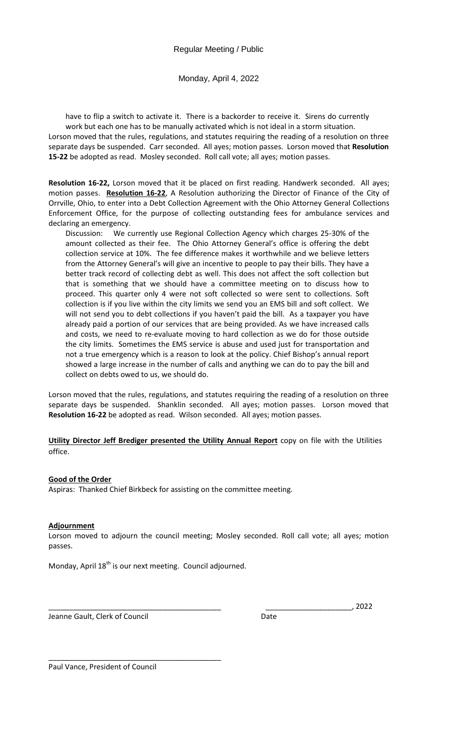have to flip a switch to activate it. There is a backorder to receive it. Sirens do currently work but each one has to be manually activated which is not ideal in a storm situation.

Lorson moved that the rules, regulations, and statutes requiring the reading of a resolution on three separate days be suspended. Carr seconded. All ayes; motion passes. Lorson moved that **Resolution 15-22** be adopted as read. Mosley seconded. Roll call vote; all ayes; motion passes.

**Resolution 16-22,** Lorson moved that it be placed on first reading. Handwerk seconded. All ayes; motion passes. **Resolution 16-22**, A Resolution authorizing the Director of Finance of the City of Orrville, Ohio, to enter into a Debt Collection Agreement with the Ohio Attorney General Collections Enforcement Office, for the purpose of collecting outstanding fees for ambulance services and declaring an emergency.

Discussion: We currently use Regional Collection Agency which charges 25-30% of the amount collected as their fee. The Ohio Attorney General's office is offering the debt collection service at 10%. The fee difference makes it worthwhile and we believe letters from the Attorney General's will give an incentive to people to pay their bills. They have a better track record of collecting debt as well. This does not affect the soft collection but that is something that we should have a committee meeting on to discuss how to proceed. This quarter only 4 were not soft collected so were sent to collections. Soft collection is if you live within the city limits we send you an EMS bill and soft collect. We will not send you to debt collections if you haven't paid the bill. As a taxpayer you have already paid a portion of our services that are being provided. As we have increased calls and costs, we need to re-evaluate moving to hard collection as we do for those outside the city limits. Sometimes the EMS service is abuse and used just for transportation and not a true emergency which is a reason to look at the policy. Chief Bishop's annual report showed a large increase in the number of calls and anything we can do to pay the bill and collect on debts owed to us, we should do.

Lorson moved that the rules, regulations, and statutes requiring the reading of a resolution on three separate days be suspended. Shanklin seconded. All ayes; motion passes. Lorson moved that **Resolution 16-22** be adopted as read. Wilson seconded. All ayes; motion passes.

**Utility Director Jeff Brediger presented the Utility Annual Report** copy on file with the Utilities office.

**Good of the Order**

Aspiras: Thanked Chief Birkbeck for assisting on the committee meeting.

**Adjournment**

Lorson moved to adjourn the council meeting; Mosley seconded. Roll call vote; all ayes; motion passes.

Monday, April 18th is our next meeting. Council adjourned.

___________________________________________ _____________________, 2022

Jeanne Gault, Clerk of Council Date

___________________________________________

Paul Vance, President of Council